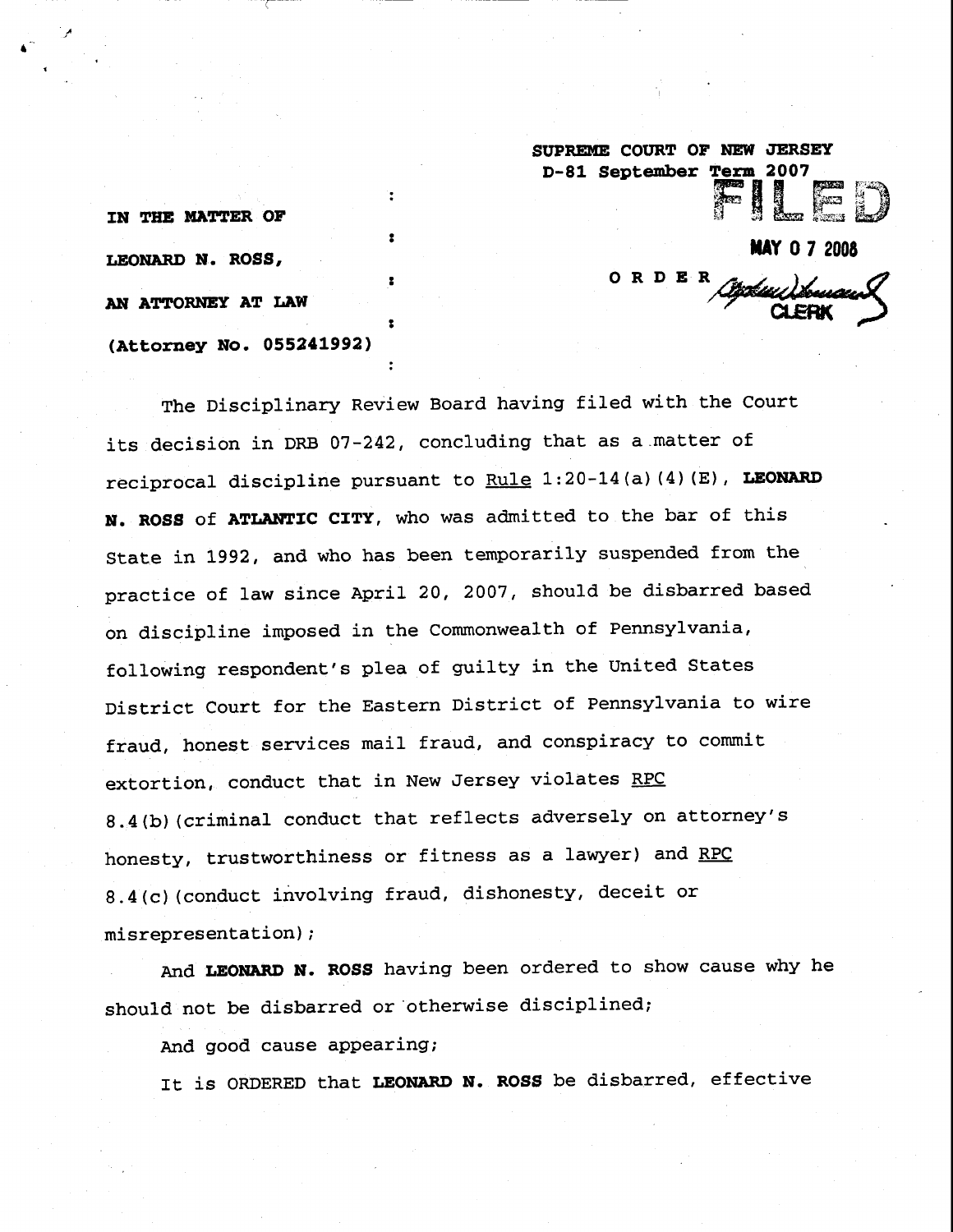SUPREME COURT OF NEW JERSEY
D-81 September Term 2007

FILED

MAY 0 7 2008

CLERK

IN THE MATTER OF

LEONARD N. ROSS,

AN ATTORNEY AT LAW

(Attorney No. 055241992)

ORDER

The Disciplinary Review Board having filed with the Court its decision in DRB 07-242, concluding that as a matter of reciprocal discipline pursuant to Rule 1:20-14(a)(4)(E), **LEONARD N. ROSS** of **ATLANTIC CITY**, who was admitted to the bar of this State in 1992, and who has been temporarily suspended from the practice of law since April 20, 2007, should be disbarred based on discipline imposed in the Commonwealth of Pennsylvania, following respondent's plea of guilty in the United States District Court for the Eastern District of Pennsylvania to wire fraud, honest services mail fraud, and conspiracy to commit extortion, conduct that in New Jersey violates RPC 8.4(b)(criminal conduct that reflects adversely on attorney's honesty, trustworthiness or fitness as a lawyer) and RPC 8.4(c)(conduct involving fraud, dishonesty, deceit or misrepresentation);

And **LEONARD N. ROSS** having been ordered to show cause why he should not be disbarred or otherwise disciplined;

And good cause appearing;

It is ORDERED that **LEONARD N. ROSS** be disbarred, effective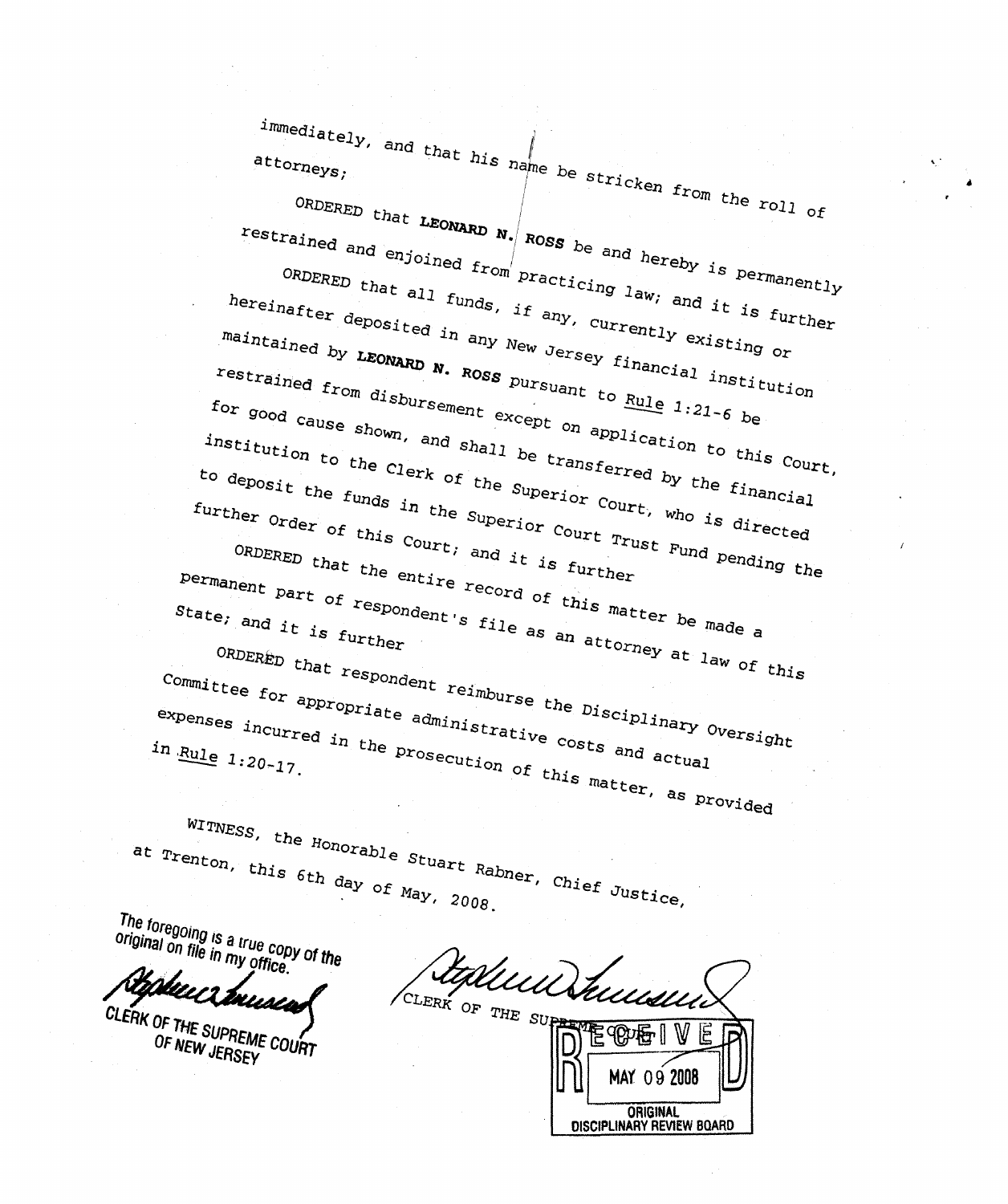immediately, and that his name be stricken from the roll of attorneys;

ORDERED that **LEONARD N. ROSS** be and hereby is permanently restrained and enjoined from practicing law; and it is further

ORDERED that all funds, if any, currently existing or hereinafter deposited in any New Jersey financial institution maintained by **LEONARD N. ROSS** pursuant to Rule 1:21-6 be restrained from disbursement except on application to this Court, for good cause shown, and shall be transferred by the financial institution to the Clerk of the Superior Court, who is directed to deposit the funds in the Superior Court Trust Fund pending the further Order of this Court; and it is further

ORDERED that the entire record of this matter be made a permanent part of respondent's file as an attorney at law of this State; and it is further

ORDERED that respondent reimburse the Disciplinary Oversight Committee for appropriate administrative costs and actual expenses incurred in the prosecution of this matter, as provided in Rule 1:20-17.

WITNESS, the Honorable Stuart Rabner, Chief Justice, at Trenton, this 6th day of May, 2008.

The foregoing is a true copy of the original on file in my office.

CLERK OF THE SUPREME COURT OF NEW JERSEY

CLERK OF THE SUPREME COURT

RECEIVED
MAY 09 2008
ORIGINAL
DISCIPLINARY REVIEW BOARD